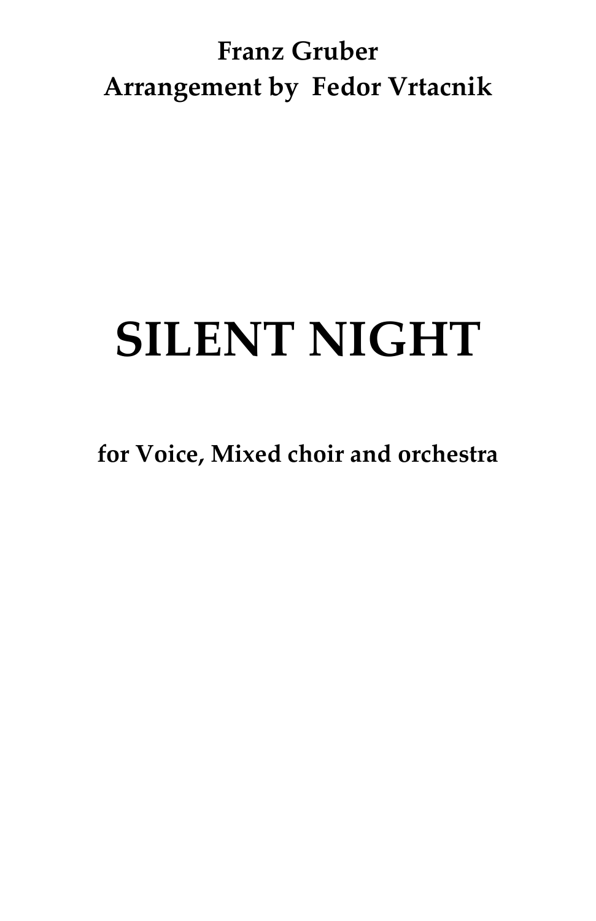**Franz Gruber**
**Arrangement by Fedor Vrtacnik**

# SILENT NIGHT

**for Voice, Mixed choir and orchestra**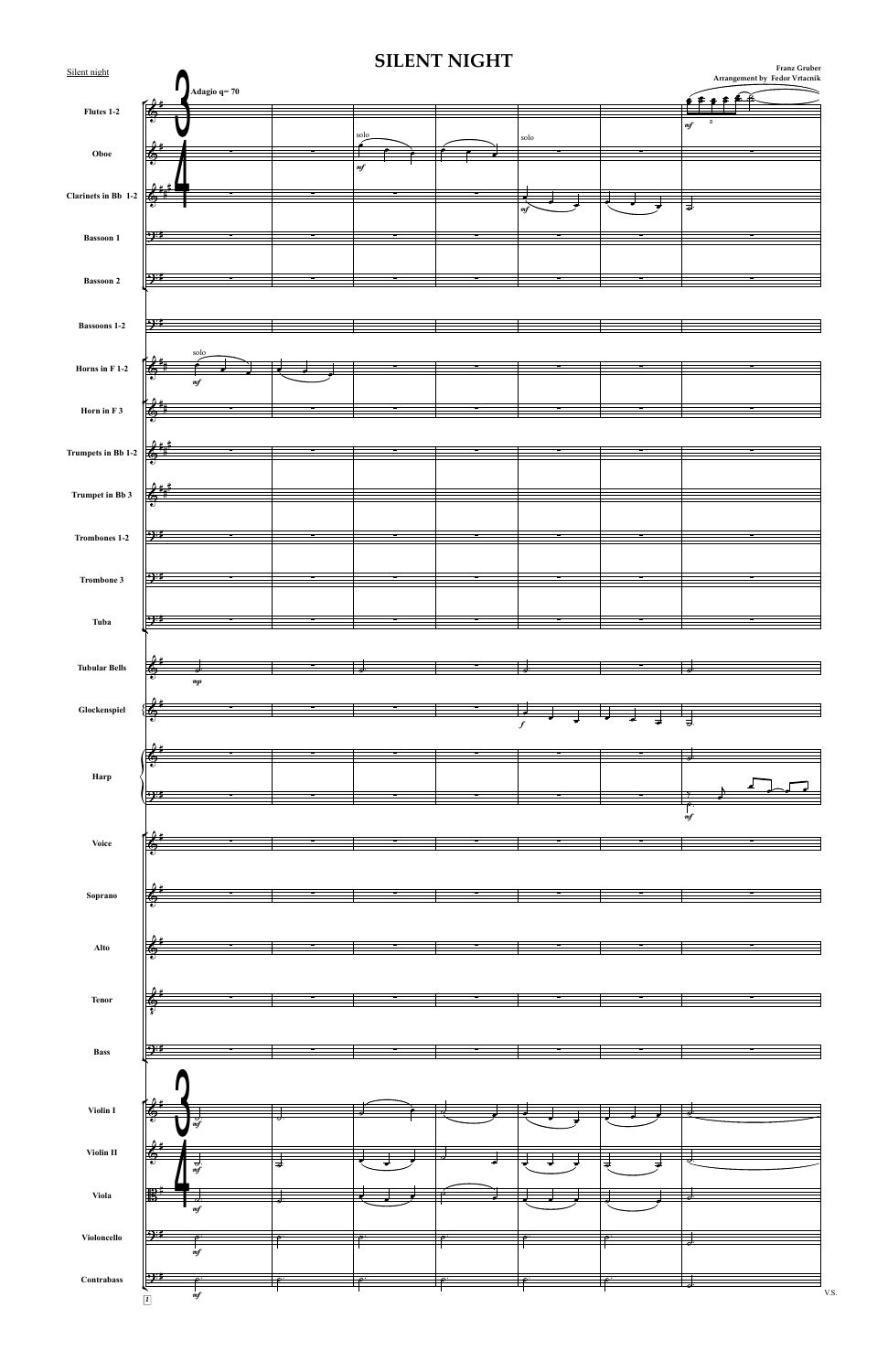# SILENT NIGHT

Franz Gruber
Arrangement by Fedor Vrtacnik

Adagio q= 70

Flutes 1-2

Oboe

Clarinets in Bb 1-2

Bassoon 1

Bassoon 2

Bassoons 1-2

Horns in F 1-2

Horn in F 3

Trumpets in Bb 1-2

Trumpet in Bb 3

Trombones 1-2

Trombone 3

Tuba

Tubular Bells

Glockenspiel

Harp

Voice

Soprano

Alto

Tenor

Bass

Violin I

Violin II

Viola

Violoncello

Contrabass

V.S.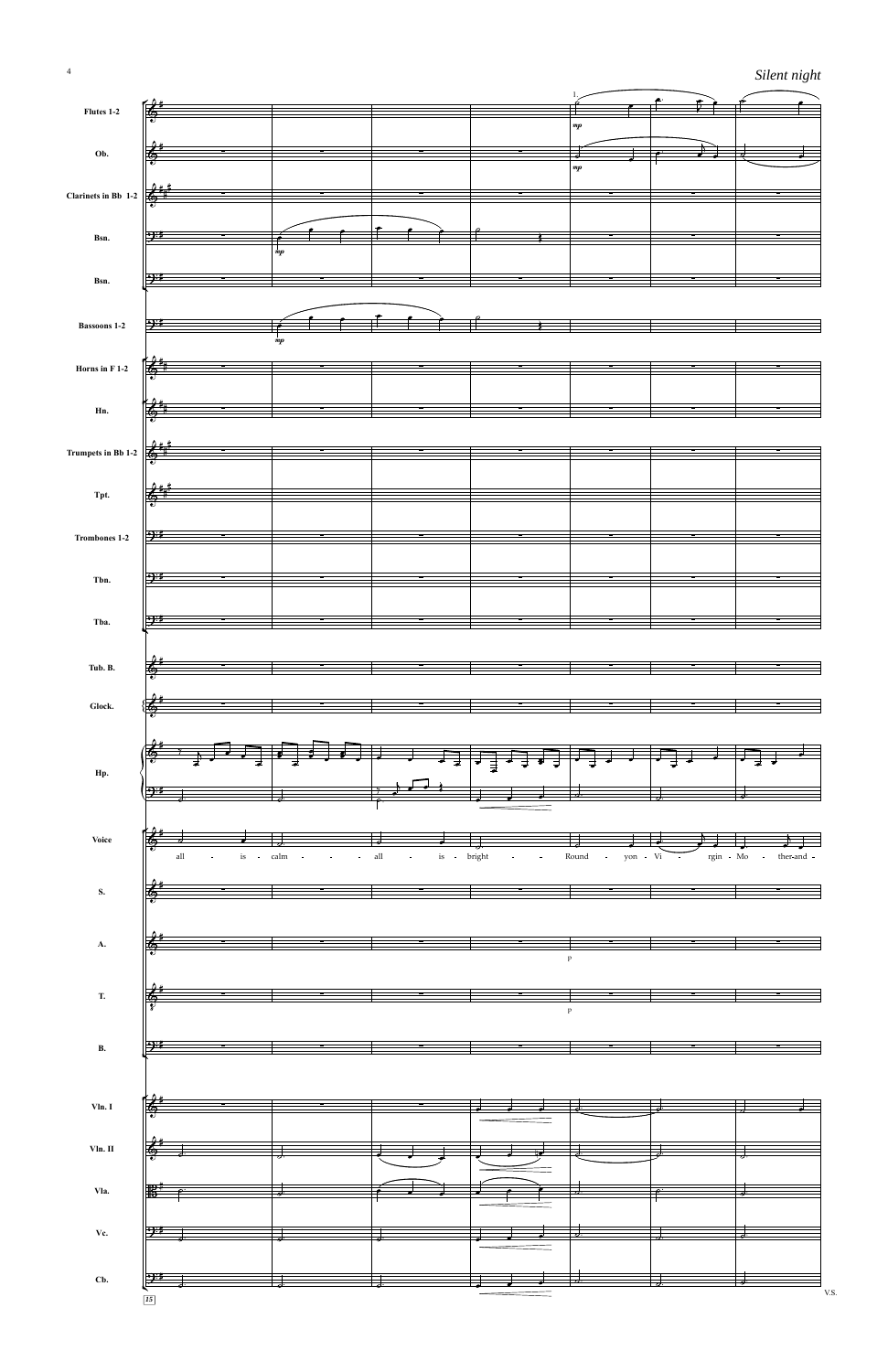*Silent night*

Flutes 1-2

Ob.

Clarinets in Bb 1-2

Bsn.

Bsn.

Bassoons 1-2

Horns in F 1-2

Hn.

Trumpets in Bb 1-2

Tpt.

Trombones 1-2

Tbn.

Tba.

Tub. B.

Glock.

Hp.

Voice

all - is - calm - - - all - is - bright - - Round - yon - Vi - rgin - Mo - ther-and -

S.

A.

T.

B.

Vln. I

Vln. II

Vla.

Vc.

Cb.

V.S.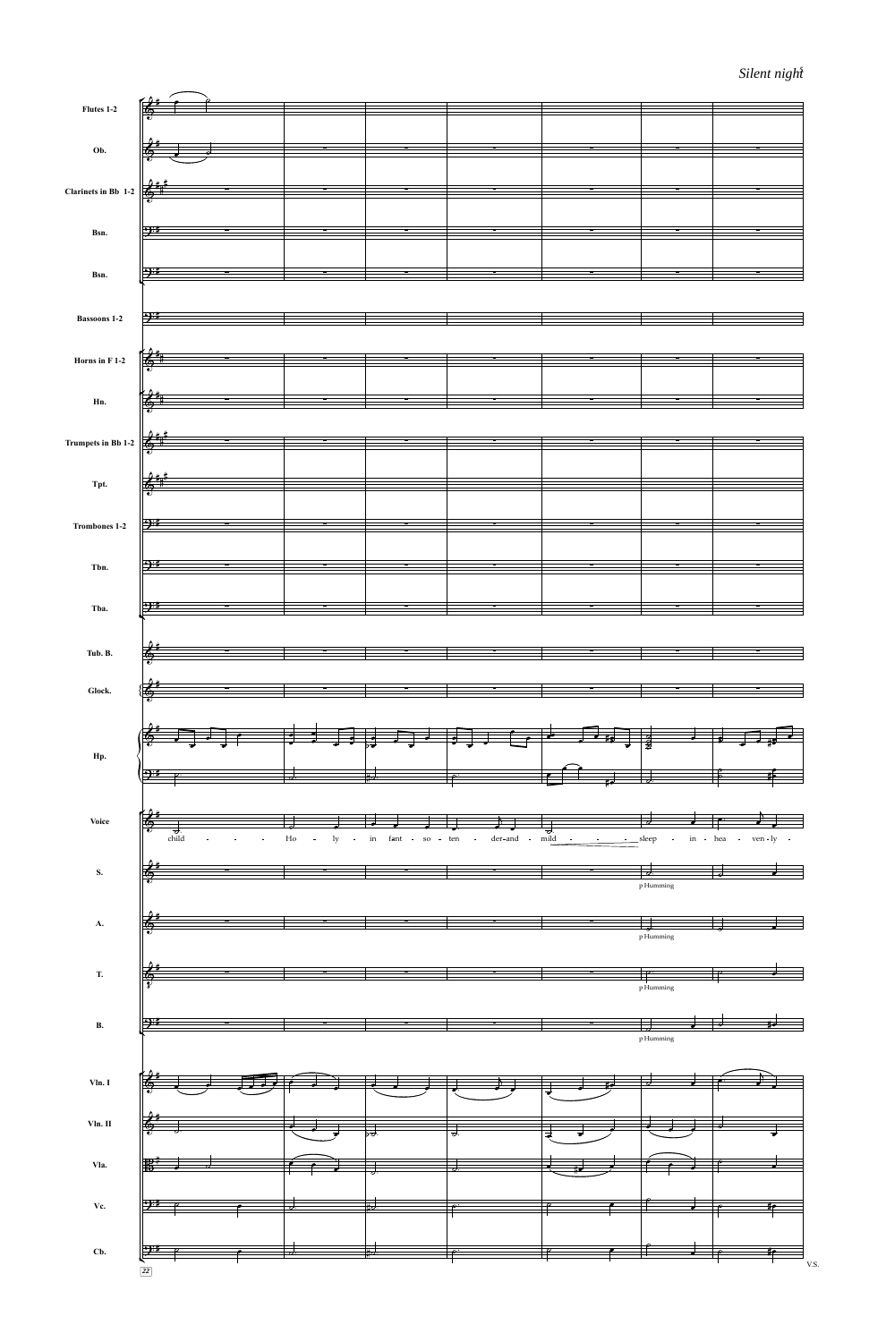*Silent night*

Flutes 1-2

Ob.

Clarinets in Bb 1-2

Bsn.

Bsn.

Bassoons 1-2

Horns in F 1-2

Hn.

Trumpets in Bb 1-2

Tpt.

Trombones 1-2

Tbn.

Tba.

Tub. B.

Glock.

Hp.

Voice

child - - - Ho - ly - in fant - so - ten - der-and - mild - - - sleep - in - hea - ven - ly -

S.

p Humming

A.

p Humming

T.

p Humming

B.

p Humming

Vln. I

Vln. II

Vla.

Vc.

Cb.

22

V.S.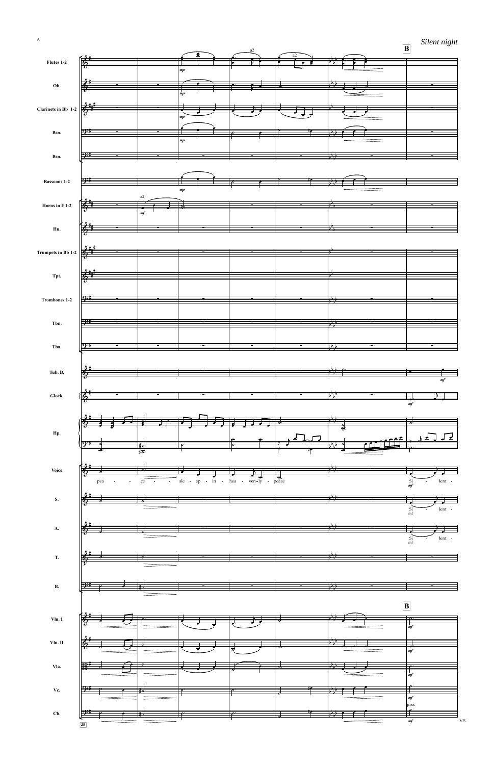*Silent night*

**B**

Flutes 1-2

Ob.

Clarinets in Bb 1-2

Bsn.

Bsn.

Bassoons 1-2

Horns in F 1-2

Hn.

Trumpets in Bb 1-2

Tpt.

Trombones 1-2

Tbn.

Tba.

Tub. B.

Glock.

Hp.

Voice

pea - - ce - - sle - ep - in - hea - ven - ly - peace

Si - lent -

S.

Si - lent -

A.

Si - lent -

T.

B.

**B**

Vln. I

Vln. II

Vla.

Vc.

Cb.

pizz.

29

V.S.